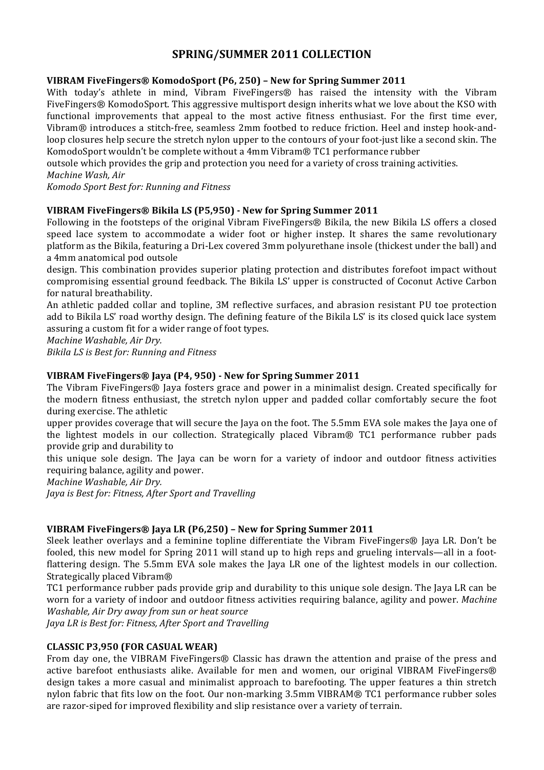# SPRING/SUMMER 2011 COLLECTION

**VIBRAM FiveFingers® KomodoSport (P6, 250) – New for Spring Summer 2011**

With today's athlete in mind, Vibram FiveFingers® has raised the intensity with the Vibram FiveFingers® KomodoSport. This aggressive multisport design inherits what we love about the KSO with functional improvements that appeal to the most active fitness enthusiast. For the first time ever, Vibram® introduces a stitch-free, seamless 2mm footbed to reduce friction. Heel and instep hook-and-loop closures help secure the stretch nylon upper to the contours of your foot-just like a second skin. The KomodoSport wouldn't be complete without a 4mm Vibram® TC1 performance rubber outsole which provides the grip and protection you need for a variety of cross training activities.

*Machine Wash, Air*

*Komodo Sport Best for: Running and Fitness*

**VIBRAM FiveFingers® Bikila LS (P5,950) - New for Spring Summer 2011**

Following in the footsteps of the original Vibram FiveFingers® Bikila, the new Bikila LS offers a closed speed lace system to accommodate a wider foot or higher instep. It shares the same revolutionary platform as the Bikila, featuring a Dri-Lex covered 3mm polyurethane insole (thickest under the ball) and a 4mm anatomical pod outsole design. This combination provides superior plating protection and distributes forefoot impact without compromising essential ground feedback. The Bikila LS' upper is constructed of Coconut Active Carbon for natural breathability.

An athletic padded collar and topline, 3M reflective surfaces, and abrasion resistant PU toe protection add to Bikila LS' road worthy design. The defining feature of the Bikila LS' is its closed quick lace system assuring a custom fit for a wider range of foot types.

*Machine Washable, Air Dry.*

*Bikila LS is Best for: Running and Fitness*

**VIBRAM FiveFingers® Jaya (P4, 950) - New for Spring Summer 2011**

The Vibram FiveFingers® Jaya fosters grace and power in a minimalist design. Created specifically for the modern fitness enthusiast, the stretch nylon upper and padded collar comfortably secure the foot during exercise. The athletic upper provides coverage that will secure the Jaya on the foot. The 5.5mm EVA sole makes the Jaya one of the lightest models in our collection. Strategically placed Vibram® TC1 performance rubber pads provide grip and durability to this unique sole design. The Jaya can be worn for a variety of indoor and outdoor fitness activities requiring balance, agility and power.

*Machine Washable, Air Dry.*

*Jaya is Best for: Fitness, After Sport and Travelling*

**VIBRAM FiveFingers® Jaya LR (P6,250) – New for Spring Summer 2011**

Sleek leather overlays and a feminine topline differentiate the Vibram FiveFingers® Jaya LR. Don't be fooled, this new model for Spring 2011 will stand up to high reps and grueling intervals—all in a foot-flattering design. The 5.5mm EVA sole makes the Jaya LR one of the lightest models in our collection. Strategically placed Vibram® TC1 performance rubber pads provide grip and durability to this unique sole design. The Jaya LR can be worn for a variety of indoor and outdoor fitness activities requiring balance, agility and power. *Machine Washable, Air Dry away from sun or heat source*

*Jaya LR is Best for: Fitness, After Sport and Travelling*

**CLASSIC P3,950 (FOR CASUAL WEAR)**

From day one, the VIBRAM FiveFingers® Classic has drawn the attention and praise of the press and active barefoot enthusiasts alike. Available for men and women, our original VIBRAM FiveFingers® design takes a more casual and minimalist approach to barefooting. The upper features a thin stretch nylon fabric that fits low on the foot. Our non-marking 3.5mm VIBRAM® TC1 performance rubber soles are razor-siped for improved flexibility and slip resistance over a variety of terrain.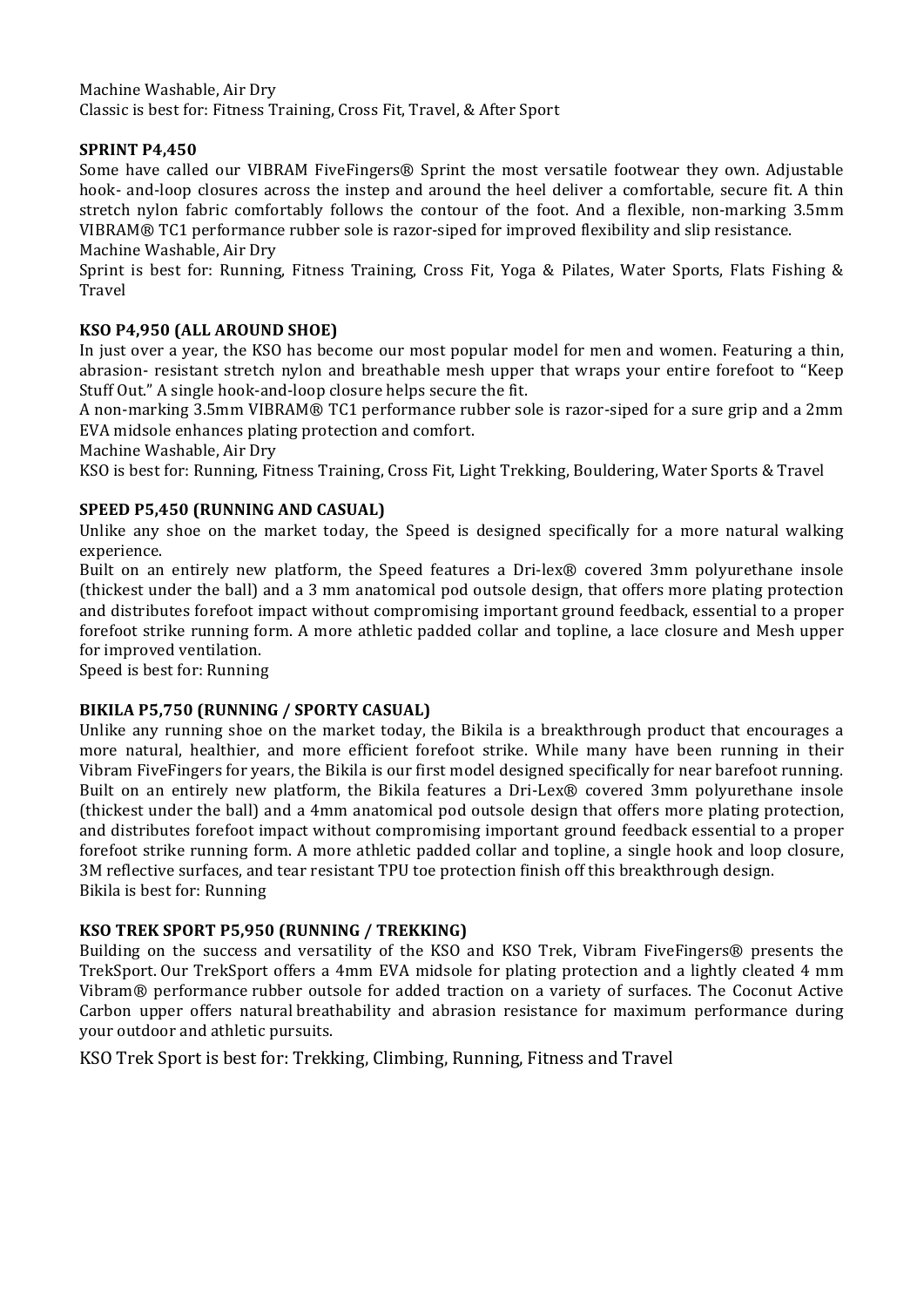Machine Washable, Air Dry
Classic is best for: Fitness Training, Cross Fit, Travel, & After Sport

**SPRINT P4,450**

Some have called our VIBRAM FiveFingers® Sprint the most versatile footwear they own. Adjustable hook- and-loop closures across the instep and around the heel deliver a comfortable, secure fit. A thin stretch nylon fabric comfortably follows the contour of the foot. And a flexible, non-marking 3.5mm VIBRAM® TC1 performance rubber sole is razor-siped for improved flexibility and slip resistance.
Machine Washable, Air Dry
Sprint is best for: Running, Fitness Training, Cross Fit, Yoga & Pilates, Water Sports, Flats Fishing & Travel

**KSO P4,950 (ALL AROUND SHOE)**

In just over a year, the KSO has become our most popular model for men and women. Featuring a thin, abrasion- resistant stretch nylon and breathable mesh upper that wraps your entire forefoot to "Keep Stuff Out." A single hook-and-loop closure helps secure the fit.
A non-marking 3.5mm VIBRAM® TC1 performance rubber sole is razor-siped for a sure grip and a 2mm EVA midsole enhances plating protection and comfort.
Machine Washable, Air Dry
KSO is best for: Running, Fitness Training, Cross Fit, Light Trekking, Bouldering, Water Sports & Travel

**SPEED P5,450 (RUNNING AND CASUAL)**

Unlike any shoe on the market today, the Speed is designed specifically for a more natural walking experience.
Built on an entirely new platform, the Speed features a Dri-lex® covered 3mm polyurethane insole (thickest under the ball) and a 3 mm anatomical pod outsole design, that offers more plating protection and distributes forefoot impact without compromising important ground feedback, essential to a proper forefoot strike running form. A more athletic padded collar and topline, a lace closure and Mesh upper for improved ventilation.
Speed is best for: Running

**BIKILA P5,750 (RUNNING / SPORTY CASUAL)**

Unlike any running shoe on the market today, the Bikila is a breakthrough product that encourages a more natural, healthier, and more efficient forefoot strike. While many have been running in their Vibram FiveFingers for years, the Bikila is our first model designed specifically for near barefoot running. Built on an entirely new platform, the Bikila features a Dri-Lex® covered 3mm polyurethane insole (thickest under the ball) and a 4mm anatomical pod outsole design that offers more plating protection, and distributes forefoot impact without compromising important ground feedback essential to a proper forefoot strike running form. A more athletic padded collar and topline, a single hook and loop closure, 3M reflective surfaces, and tear resistant TPU toe protection finish off this breakthrough design.
Bikila is best for: Running

**KSO TREK SPORT P5,950 (RUNNING / TREKKING)**

Building on the success and versatility of the KSO and KSO Trek, Vibram FiveFingers® presents the TrekSport. Our TrekSport offers a 4mm EVA midsole for plating protection and a lightly cleated 4 mm Vibram® performance rubber outsole for added traction on a variety of surfaces. The Coconut Active Carbon upper offers natural breathability and abrasion resistance for maximum performance during your outdoor and athletic pursuits.

KSO Trek Sport is best for: Trekking, Climbing, Running, Fitness and Travel